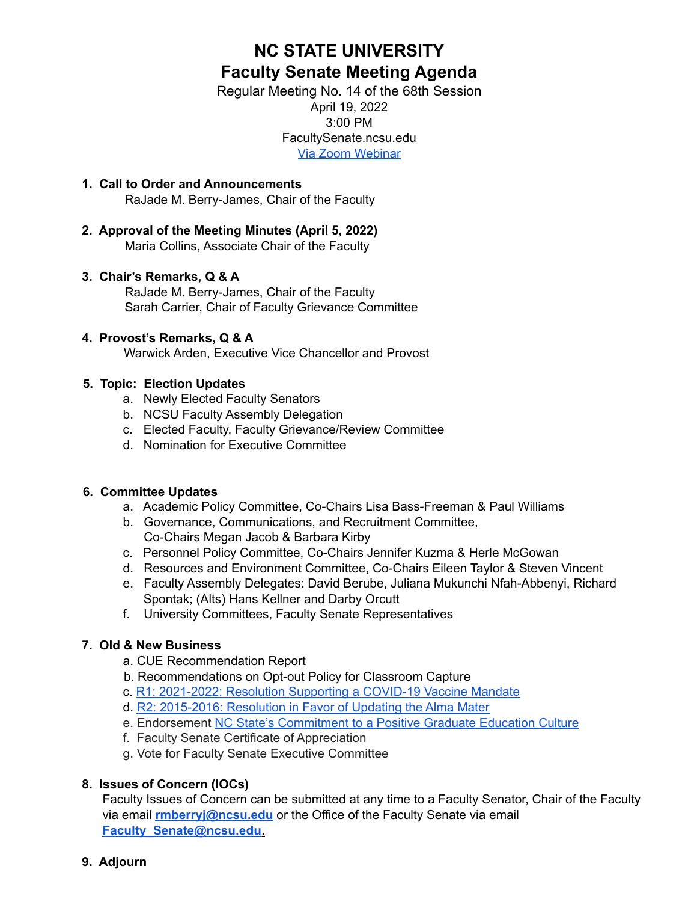# NC STATE UNIVERSITY
## Faculty Senate Meeting Agenda

Regular Meeting No. 14 of the 68th Session
April 19, 2022
3:00 PM
FacultySenate.ncsu.edu
Via Zoom Webinar

1. **Call to Order and Announcements**
   RaJade M. Berry-James, Chair of the Faculty

2. **Approval of the Meeting Minutes (April 5, 2022)**
   Maria Collins, Associate Chair of the Faculty

3. **Chair's Remarks, Q & A**
   RaJade M. Berry-James, Chair of the Faculty
   Sarah Carrier, Chair of Faculty Grievance Committee

4. **Provost's Remarks, Q & A**
   Warwick Arden, Executive Vice Chancellor and Provost

5. **Topic: Election Updates**
   a. Newly Elected Faculty Senators
   b. NCSU Faculty Assembly Delegation
   c. Elected Faculty, Faculty Grievance/Review Committee
   d. Nomination for Executive Committee

6. **Committee Updates**
   a. Academic Policy Committee, Co-Chairs Lisa Bass-Freeman & Paul Williams
   b. Governance, Communications, and Recruitment Committee, Co-Chairs Megan Jacob & Barbara Kirby
   c. Personnel Policy Committee, Co-Chairs Jennifer Kuzma & Herle McGowan
   d. Resources and Environment Committee, Co-Chairs Eileen Taylor & Steven Vincent
   e. Faculty Assembly Delegates: David Berube, Juliana Mukunchi Nfah-Abbenyi, Richard Spontak; (Alts) Hans Kellner and Darby Orcutt
   f. University Committees, Faculty Senate Representatives

7. **Old & New Business**
   a. CUE Recommendation Report
   b. Recommendations on Opt-out Policy for Classroom Capture
   c. R1: 2021-2022: Resolution Supporting a COVID-19 Vaccine Mandate
   d. R2: 2015-2016: Resolution in Favor of Updating the Alma Mater
   e. Endorsement NC State's Commitment to a Positive Graduate Education Culture
   f. Faculty Senate Certificate of Appreciation
   g. Vote for Faculty Senate Executive Committee

8. **Issues of Concern (IOCs)**
   Faculty Issues of Concern can be submitted at any time to a Faculty Senator, Chair of the Faculty via email **rmberryj@ncsu.edu** or the Office of the Faculty Senate via email **Faculty_Senate@ncsu.edu**.

9. **Adjourn**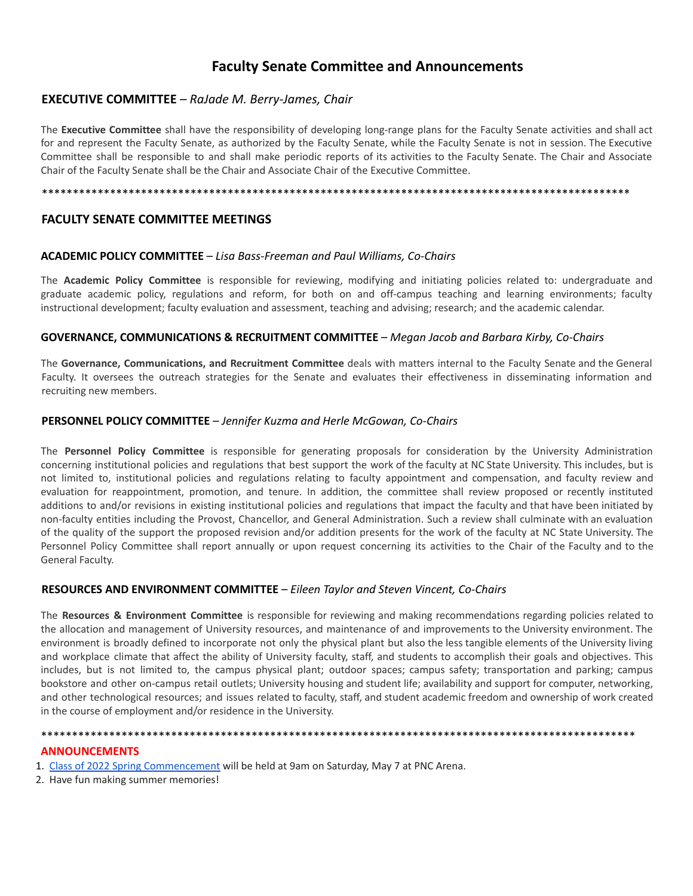# Faculty Senate Committee and Announcements

## EXECUTIVE COMMITTEE – *RaJade M. Berry-James, Chair*

The **Executive Committee** shall have the responsibility of developing long-range plans for the Faculty Senate activities and shall act for and represent the Faculty Senate, as authorized by the Faculty Senate, while the Faculty Senate is not in session. The Executive Committee shall be responsible to and shall make periodic reports of its activities to the Faculty Senate. The Chair and Associate Chair of the Faculty Senate shall be the Chair and Associate Chair of the Executive Committee.

****************************************************************************************************

## FACULTY SENATE COMMITTEE MEETINGS

### ACADEMIC POLICY COMMITTEE – *Lisa Bass-Freeman and Paul Williams, Co-Chairs*

The **Academic Policy Committee** is responsible for reviewing, modifying and initiating policies related to: undergraduate and graduate academic policy, regulations and reform, for both on and off-campus teaching and learning environments; faculty instructional development; faculty evaluation and assessment, teaching and advising; research; and the academic calendar.

### GOVERNANCE, COMMUNICATIONS & RECRUITMENT COMMITTEE – *Megan Jacob and Barbara Kirby, Co-Chairs*

The **Governance, Communications, and Recruitment Committee** deals with matters internal to the Faculty Senate and the General Faculty. It oversees the outreach strategies for the Senate and evaluates their effectiveness in disseminating information and recruiting new members.

### PERSONNEL POLICY COMMITTEE – *Jennifer Kuzma and Herle McGowan, Co-Chairs*

The **Personnel Policy Committee** is responsible for generating proposals for consideration by the University Administration concerning institutional policies and regulations that best support the work of the faculty at NC State University. This includes, but is not limited to, institutional policies and regulations relating to faculty appointment and compensation, and faculty review and evaluation for reappointment, promotion, and tenure. In addition, the committee shall review proposed or recently instituted additions to and/or revisions in existing institutional policies and regulations that impact the faculty and that have been initiated by non-faculty entities including the Provost, Chancellor, and General Administration. Such a review shall culminate with an evaluation of the quality of the support the proposed revision and/or addition presents for the work of the faculty at NC State University. The Personnel Policy Committee shall report annually or upon request concerning its activities to the Chair of the Faculty and to the General Faculty.

### RESOURCES AND ENVIRONMENT COMMITTEE – *Eileen Taylor and Steven Vincent, Co-Chairs*

The **Resources & Environment Committee** is responsible for reviewing and making recommendations regarding policies related to the allocation and management of University resources, and maintenance of and improvements to the University environment. The environment is broadly defined to incorporate not only the physical plant but also the less tangible elements of the University living and workplace climate that affect the ability of University faculty, staff, and students to accomplish their goals and objectives. This includes, but is not limited to, the campus physical plant; outdoor spaces; campus safety; transportation and parking; campus bookstore and other on-campus retail outlets; University housing and student life; availability and support for computer, networking, and other technological resources; and issues related to faculty, staff, and student academic freedom and ownership of work created in the course of employment and/or residence in the University.

****************************************************************************************************

## ANNOUNCEMENTS

1. Class of 2022 Spring Commencement will be held at 9am on Saturday, May 7 at PNC Arena.
2. Have fun making summer memories!